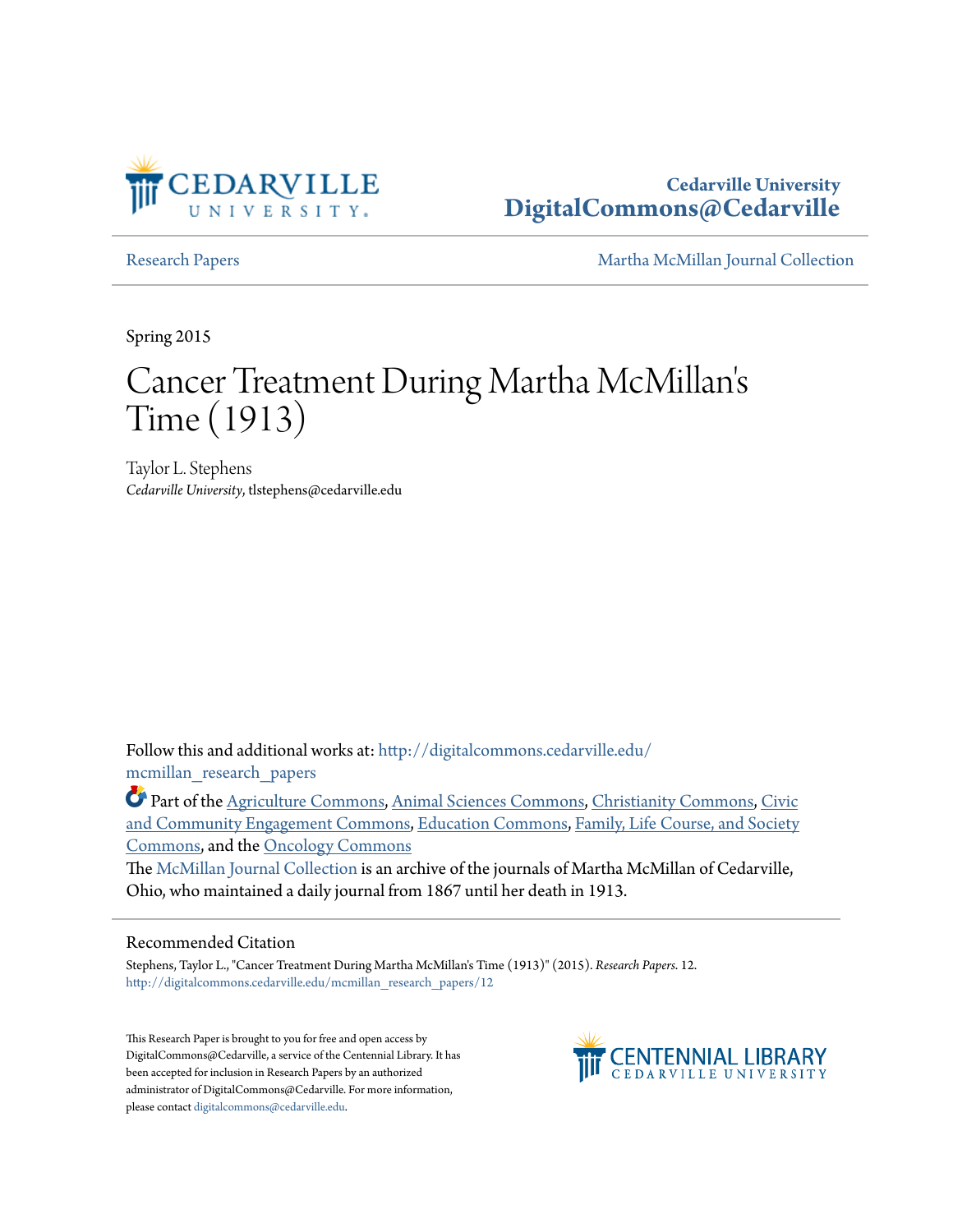Cedarville University
**DigitalCommons@Cedarville**

Research Papers | Martha McMillan Journal Collection

Spring 2015

# Cancer Treatment During Martha McMillan's Time (1913)

Taylor L. Stephens
*Cedarville University*, tlstephens@cedarville.edu

Follow this and additional works at: http://digitalcommons.cedarville.edu/mcmillan_research_papers

Part of the Agriculture Commons, Animal Sciences Commons, Christianity Commons, Civic and Community Engagement Commons, Education Commons, Family, Life Course, and Society Commons, and the Oncology Commons

The McMillan Journal Collection is an archive of the journals of Martha McMillan of Cedarville, Ohio, who maintained a daily journal from 1867 until her death in 1913.

## Recommended Citation

Stephens, Taylor L., "Cancer Treatment During Martha McMillan's Time (1913)" (2015). *Research Papers*. 12.
http://digitalcommons.cedarville.edu/mcmillan_research_papers/12

This Research Paper is brought to you for free and open access by DigitalCommons@Cedarville, a service of the Centennial Library. It has been accepted for inclusion in Research Papers by an authorized administrator of DigitalCommons@Cedarville. For more information, please contact digitalcommons@cedarville.edu.

CENTENNIAL LIBRARY
CEDARVILLE UNIVERSITY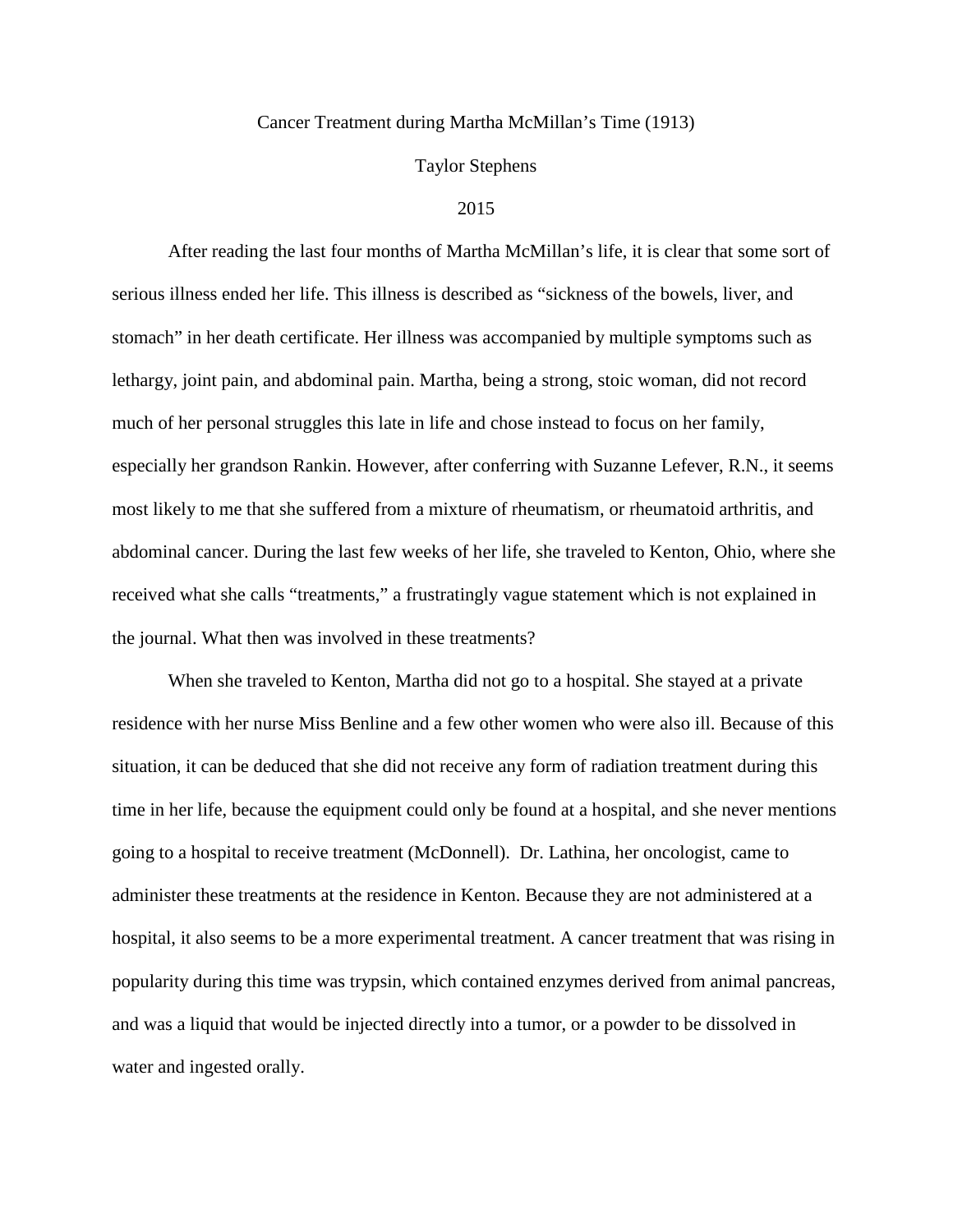Cancer Treatment during Martha McMillan's Time (1913)

Taylor Stephens

2015

After reading the last four months of Martha McMillan's life, it is clear that some sort of serious illness ended her life. This illness is described as "sickness of the bowels, liver, and stomach" in her death certificate. Her illness was accompanied by multiple symptoms such as lethargy, joint pain, and abdominal pain. Martha, being a strong, stoic woman, did not record much of her personal struggles this late in life and chose instead to focus on her family, especially her grandson Rankin. However, after conferring with Suzanne Lefever, R.N., it seems most likely to me that she suffered from a mixture of rheumatism, or rheumatoid arthritis, and abdominal cancer. During the last few weeks of her life, she traveled to Kenton, Ohio, where she received what she calls "treatments," a frustratingly vague statement which is not explained in the journal. What then was involved in these treatments?

When she traveled to Kenton, Martha did not go to a hospital. She stayed at a private residence with her nurse Miss Benline and a few other women who were also ill. Because of this situation, it can be deduced that she did not receive any form of radiation treatment during this time in her life, because the equipment could only be found at a hospital, and she never mentions going to a hospital to receive treatment (McDonnell). Dr. Lathina, her oncologist, came to administer these treatments at the residence in Kenton. Because they are not administered at a hospital, it also seems to be a more experimental treatment. A cancer treatment that was rising in popularity during this time was trypsin, which contained enzymes derived from animal pancreas, and was a liquid that would be injected directly into a tumor, or a powder to be dissolved in water and ingested orally.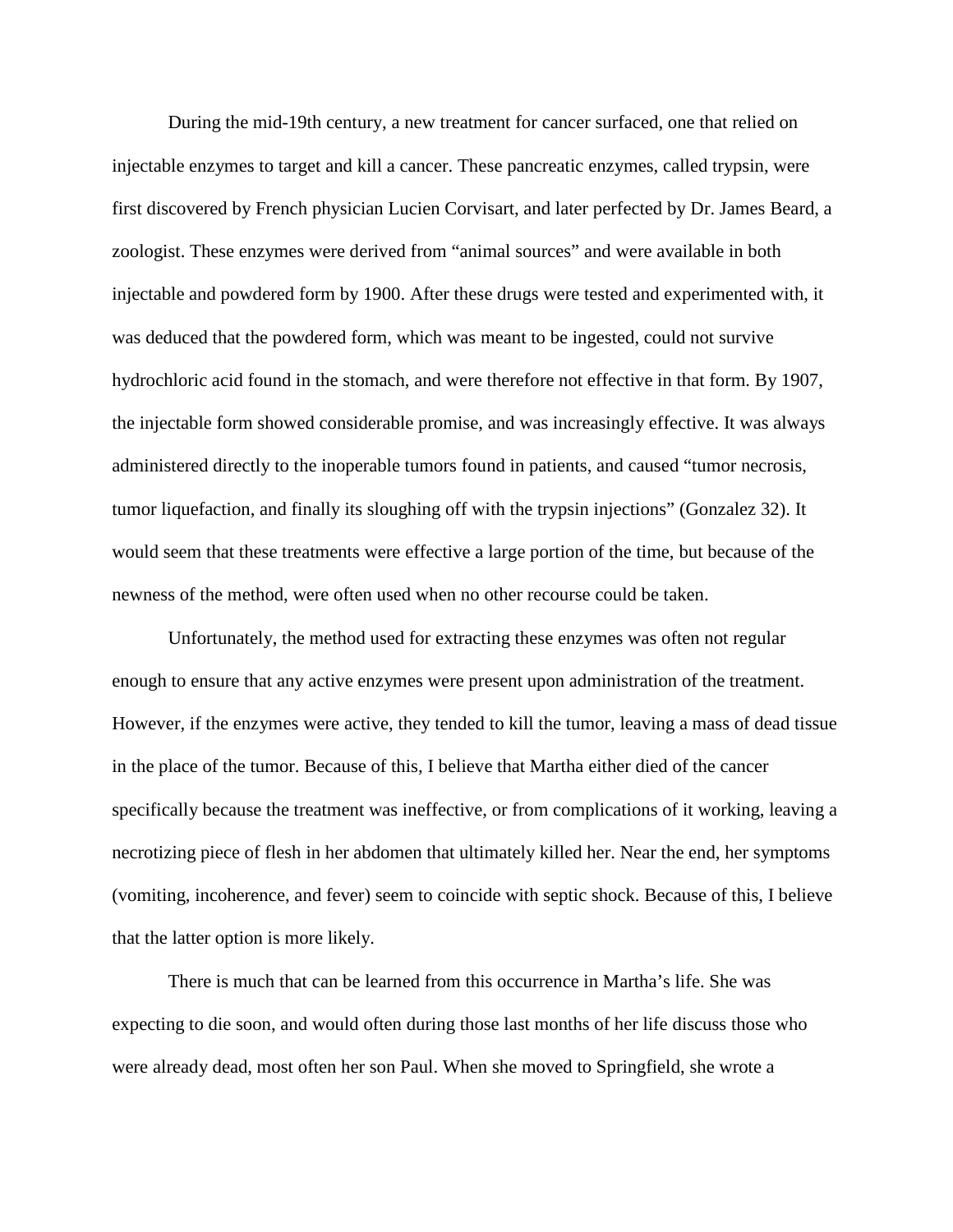During the mid-19th century, a new treatment for cancer surfaced, one that relied on injectable enzymes to target and kill a cancer. These pancreatic enzymes, called trypsin, were first discovered by French physician Lucien Corvisart, and later perfected by Dr. James Beard, a zoologist. These enzymes were derived from "animal sources" and were available in both injectable and powdered form by 1900. After these drugs were tested and experimented with, it was deduced that the powdered form, which was meant to be ingested, could not survive hydrochloric acid found in the stomach, and were therefore not effective in that form. By 1907, the injectable form showed considerable promise, and was increasingly effective. It was always administered directly to the inoperable tumors found in patients, and caused "tumor necrosis, tumor liquefaction, and finally its sloughing off with the trypsin injections" (Gonzalez 32). It would seem that these treatments were effective a large portion of the time, but because of the newness of the method, were often used when no other recourse could be taken.

Unfortunately, the method used for extracting these enzymes was often not regular enough to ensure that any active enzymes were present upon administration of the treatment. However, if the enzymes were active, they tended to kill the tumor, leaving a mass of dead tissue in the place of the tumor. Because of this, I believe that Martha either died of the cancer specifically because the treatment was ineffective, or from complications of it working, leaving a necrotizing piece of flesh in her abdomen that ultimately killed her. Near the end, her symptoms (vomiting, incoherence, and fever) seem to coincide with septic shock. Because of this, I believe that the latter option is more likely.

There is much that can be learned from this occurrence in Martha's life. She was expecting to die soon, and would often during those last months of her life discuss those who were already dead, most often her son Paul. When she moved to Springfield, she wrote a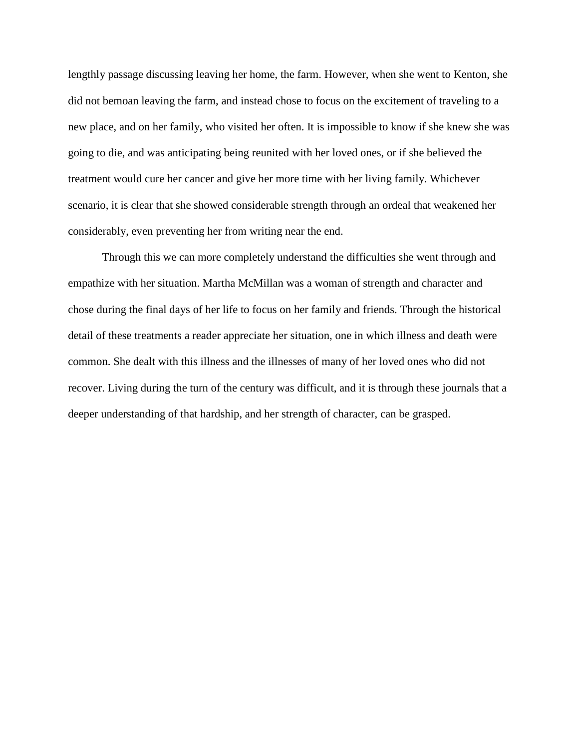lengthly passage discussing leaving her home, the farm. However, when she went to Kenton, she did not bemoan leaving the farm, and instead chose to focus on the excitement of traveling to a new place, and on her family, who visited her often. It is impossible to know if she knew she was going to die, and was anticipating being reunited with her loved ones, or if she believed the treatment would cure her cancer and give her more time with her living family. Whichever scenario, it is clear that she showed considerable strength through an ordeal that weakened her considerably, even preventing her from writing near the end.

Through this we can more completely understand the difficulties she went through and empathize with her situation. Martha McMillan was a woman of strength and character and chose during the final days of her life to focus on her family and friends. Through the historical detail of these treatments a reader appreciate her situation, one in which illness and death were common. She dealt with this illness and the illnesses of many of her loved ones who did not recover. Living during the turn of the century was difficult, and it is through these journals that a deeper understanding of that hardship, and her strength of character, can be grasped.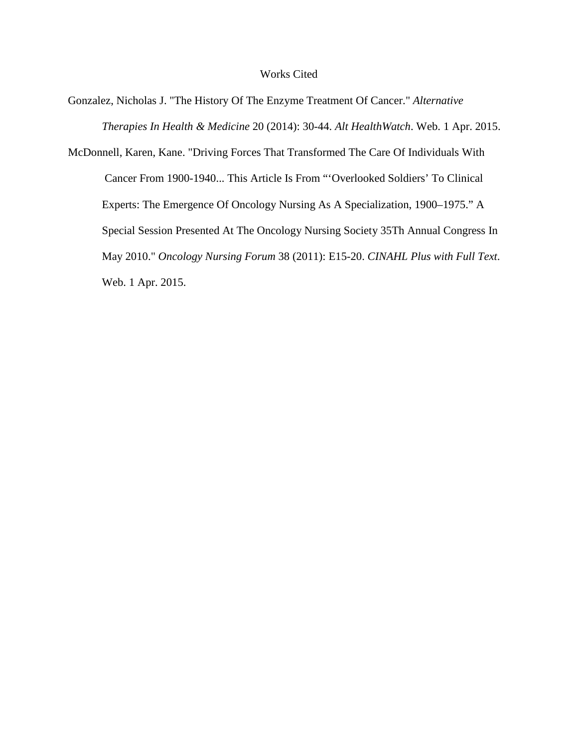# Works Cited

Gonzalez, Nicholas J. "The History Of The Enzyme Treatment Of Cancer." *Alternative Therapies In Health & Medicine* 20 (2014): 30-44. *Alt HealthWatch*. Web. 1 Apr. 2015.

McDonnell, Karen, Kane. "Driving Forces That Transformed The Care Of Individuals With Cancer From 1900-1940... This Article Is From "'Overlooked Soldiers' To Clinical Experts: The Emergence Of Oncology Nursing As A Specialization, 1900–1975." A Special Session Presented At The Oncology Nursing Society 35Th Annual Congress In May 2010." *Oncology Nursing Forum* 38 (2011): E15-20. *CINAHL Plus with Full Text*. Web. 1 Apr. 2015.